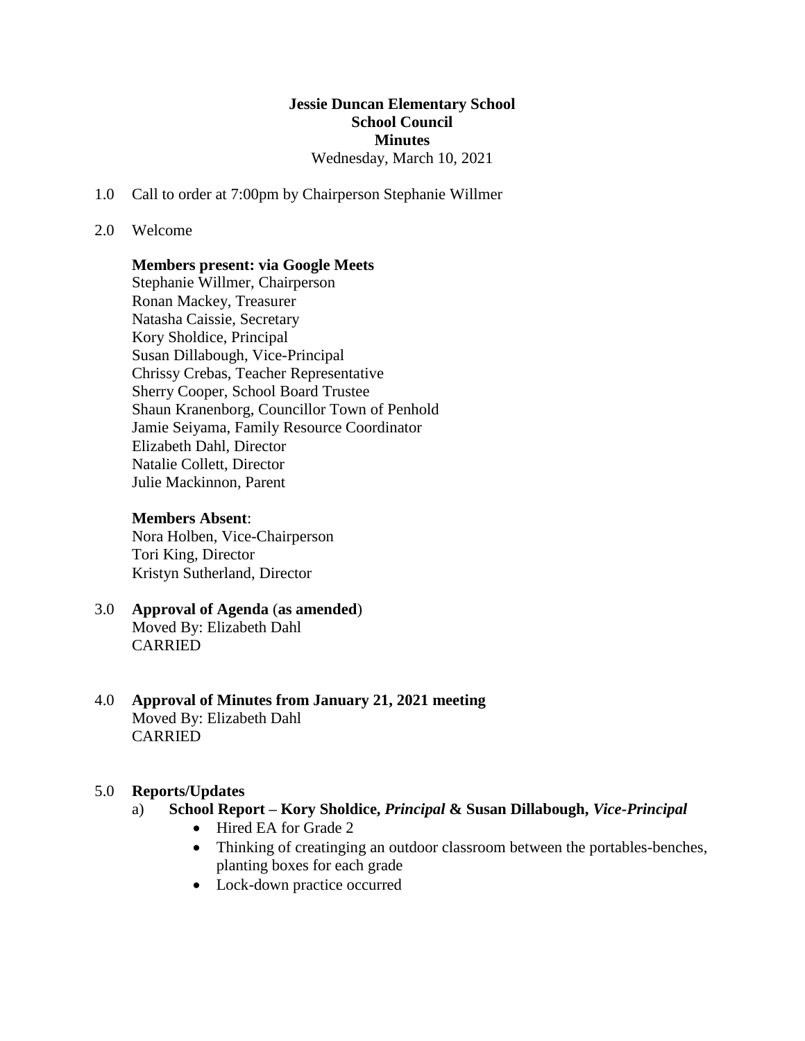**Jessie Duncan Elementary School**
**School Council**
**Minutes**
Wednesday, March 10, 2021

1.0 Call to order at 7:00pm by Chairperson Stephanie Willmer

2.0 Welcome

**Members present: via Google Meets**
Stephanie Willmer, Chairperson
Ronan Mackey, Treasurer
Natasha Caissie, Secretary
Kory Sholdice, Principal
Susan Dillabough, Vice-Principal
Chrissy Crebas, Teacher Representative
Sherry Cooper, School Board Trustee
Shaun Kranenborg, Councillor Town of Penhold
Jamie Seiyama, Family Resource Coordinator
Elizabeth Dahl, Director
Natalie Collett, Director
Julie Mackinnon, Parent

**Members Absent**:
Nora Holben, Vice-Chairperson
Tori King, Director
Kristyn Sutherland, Director

3.0 **Approval of Agenda** (**as amended**)
Moved By: Elizabeth Dahl
CARRIED

4.0 **Approval of Minutes from January 21, 2021 meeting**
Moved By: Elizabeth Dahl
CARRIED

5.0 **Reports/Updates**

a) **School Report – Kory Sholdice, *Principal* & Susan Dillabough, *Vice-Principal***
- Hired EA for Grade 2
- Thinking of creatinging an outdoor classroom between the portables-benches, planting boxes for each grade
- Lock-down practice occurred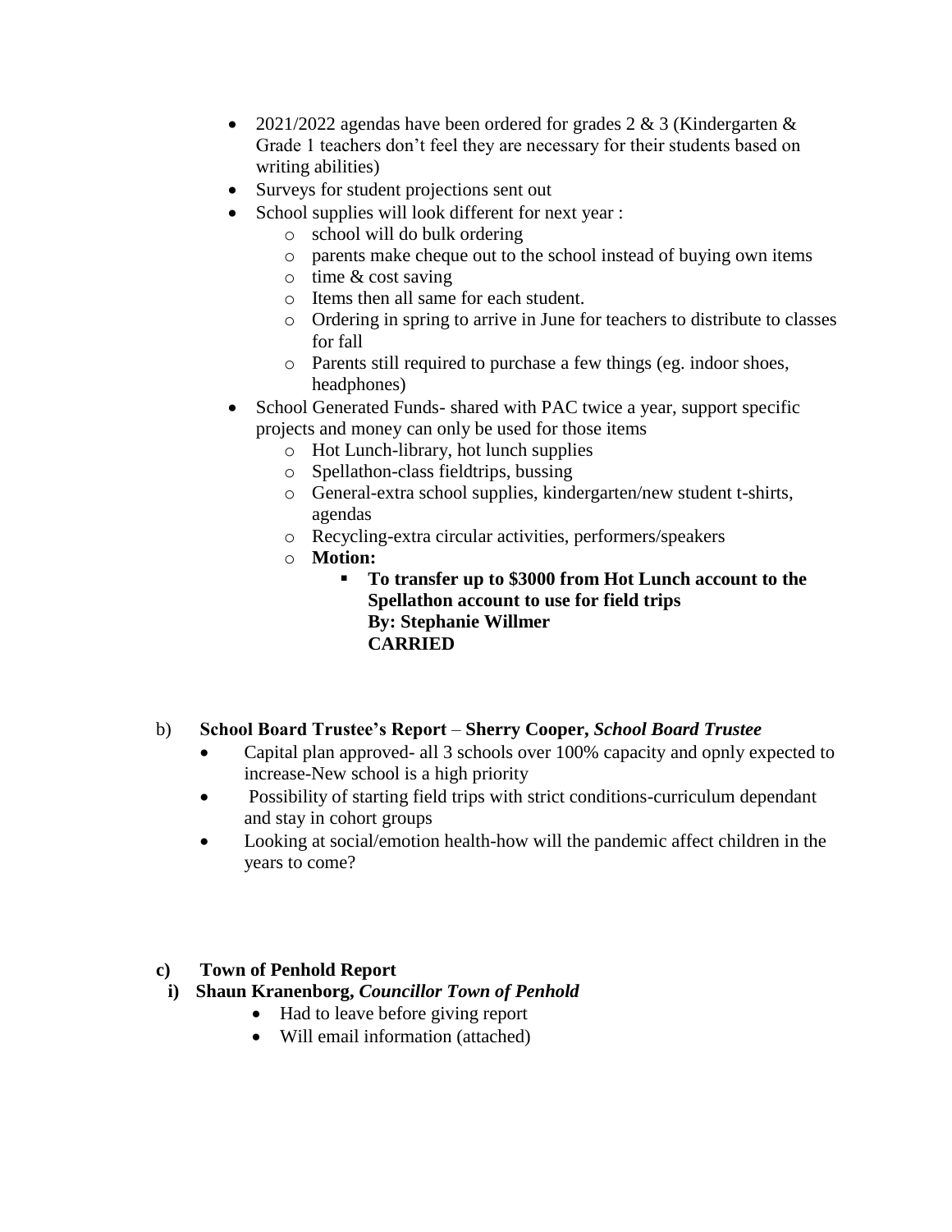- 2021/2022 agendas have been ordered for grades 2 & 3 (Kindergarten & Grade 1 teachers don't feel they are necessary for their students based on writing abilities)
- Surveys for student projections sent out
- School supplies will look different for next year :
  - school will do bulk ordering
  - parents make cheque out to the school instead of buying own items
  - time & cost saving
  - Items then all same for each student.
  - Ordering in spring to arrive in June for teachers to distribute to classes for fall
  - Parents still required to purchase a few things (eg. indoor shoes, headphones)
- School Generated Funds- shared with PAC twice a year, support specific projects and money can only be used for those items
  - Hot Lunch-library, hot lunch supplies
  - Spellathon-class fieldtrips, bussing
  - General-extra school supplies, kindergarten/new student t-shirts, agendas
  - Recycling-extra circular activities, performers/speakers
  - **Motion:**
    - **To transfer up to $3000 from Hot Lunch account to the Spellathon account to use for field trips**
      **By: Stephanie Willmer**
      **CARRIED**

b) **School Board Trustee's Report** – **Sherry Cooper,** ***School Board Trustee***

- Capital plan approved- all 3 schools over 100% capacity and opnly expected to increase-New school is a high priority
- Possibility of starting field trips with strict conditions-curriculum dependant and stay in cohort groups
- Looking at social/emotion health-how will the pandemic affect children in the years to come?

**c) Town of Penhold Report**

**i) Shaun Kranenborg,** ***Councillor Town of Penhold***

- Had to leave before giving report
- Will email information (attached)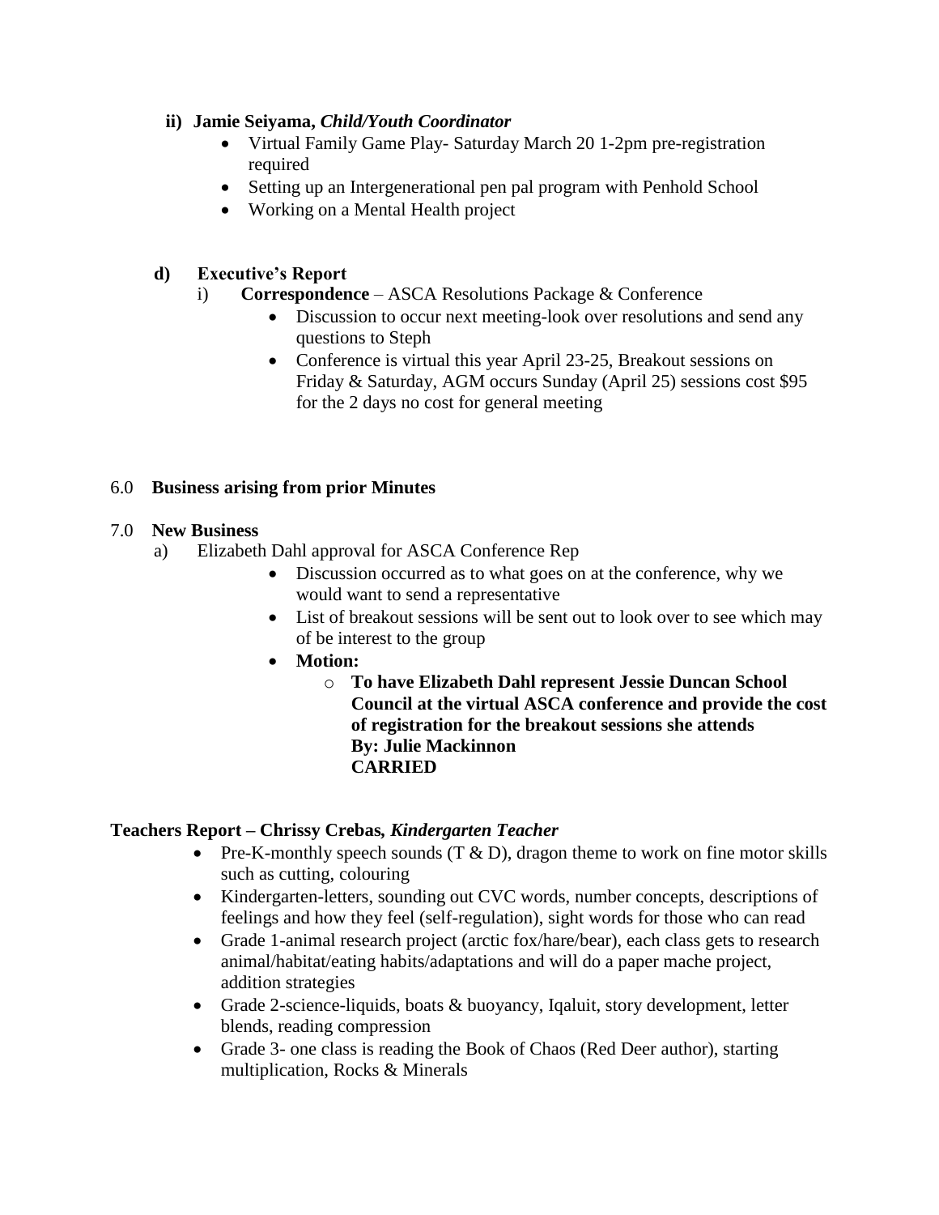**ii) Jamie Seiyama, *Child/Youth Coordinator***

- Virtual Family Game Play- Saturday March 20 1-2pm pre-registration required
- Setting up an Intergenerational pen pal program with Penhold School
- Working on a Mental Health project

**d) Executive's Report**

i) **Correspondence** – ASCA Resolutions Package & Conference

- Discussion to occur next meeting-look over resolutions and send any questions to Steph
- Conference is virtual this year April 23-25, Breakout sessions on Friday & Saturday, AGM occurs Sunday (April 25) sessions cost $95 for the 2 days no cost for general meeting

6.0 **Business arising from prior Minutes**

7.0 **New Business**

a) Elizabeth Dahl approval for ASCA Conference Rep

- Discussion occurred as to what goes on at the conference, why we would want to send a representative
- List of breakout sessions will be sent out to look over to see which may of be interest to the group
- **Motion:**
  - **To have Elizabeth Dahl represent Jessie Duncan School Council at the virtual ASCA conference and provide the cost of registration for the breakout sessions she attends**
    **By: Julie Mackinnon**
    **CARRIED**

**Teachers Report – Chrissy Crebas, *Kindergarten Teacher***

- Pre-K-monthly speech sounds (T & D), dragon theme to work on fine motor skills such as cutting, colouring
- Kindergarten-letters, sounding out CVC words, number concepts, descriptions of feelings and how they feel (self-regulation), sight words for those who can read
- Grade 1-animal research project (arctic fox/hare/bear), each class gets to research animal/habitat/eating habits/adaptations and will do a paper mache project, addition strategies
- Grade 2-science-liquids, boats & buoyancy, Iqaluit, story development, letter blends, reading compression
- Grade 3- one class is reading the Book of Chaos (Red Deer author), starting multiplication, Rocks & Minerals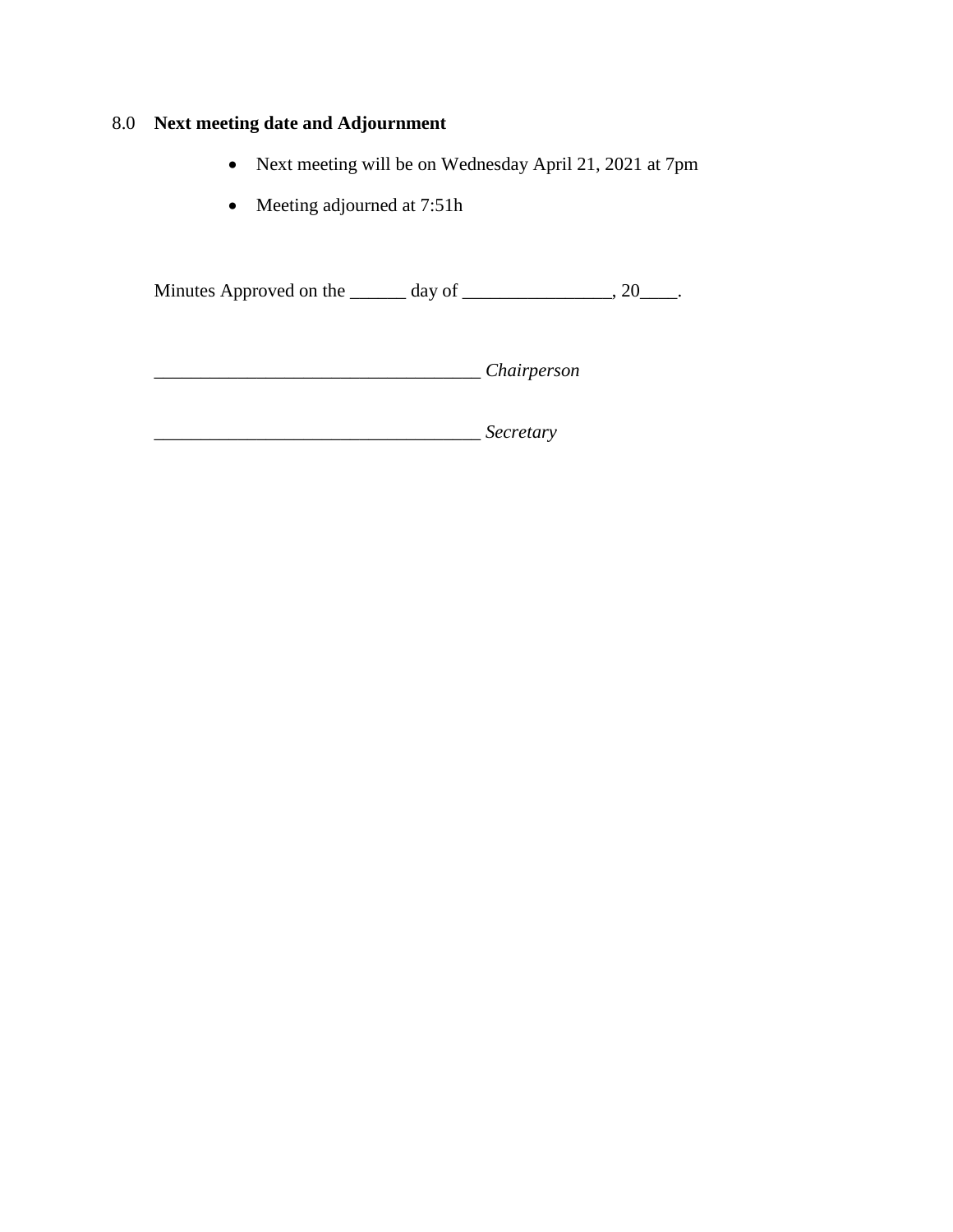## 8.0 **Next meeting date and Adjournment**

- Next meeting will be on Wednesday April 21, 2021 at 7pm
- Meeting adjourned at 7:51h

Minutes Approved on the ______ day of ________________, 20____.

___________________________________ *Chairperson*

___________________________________ *Secretary*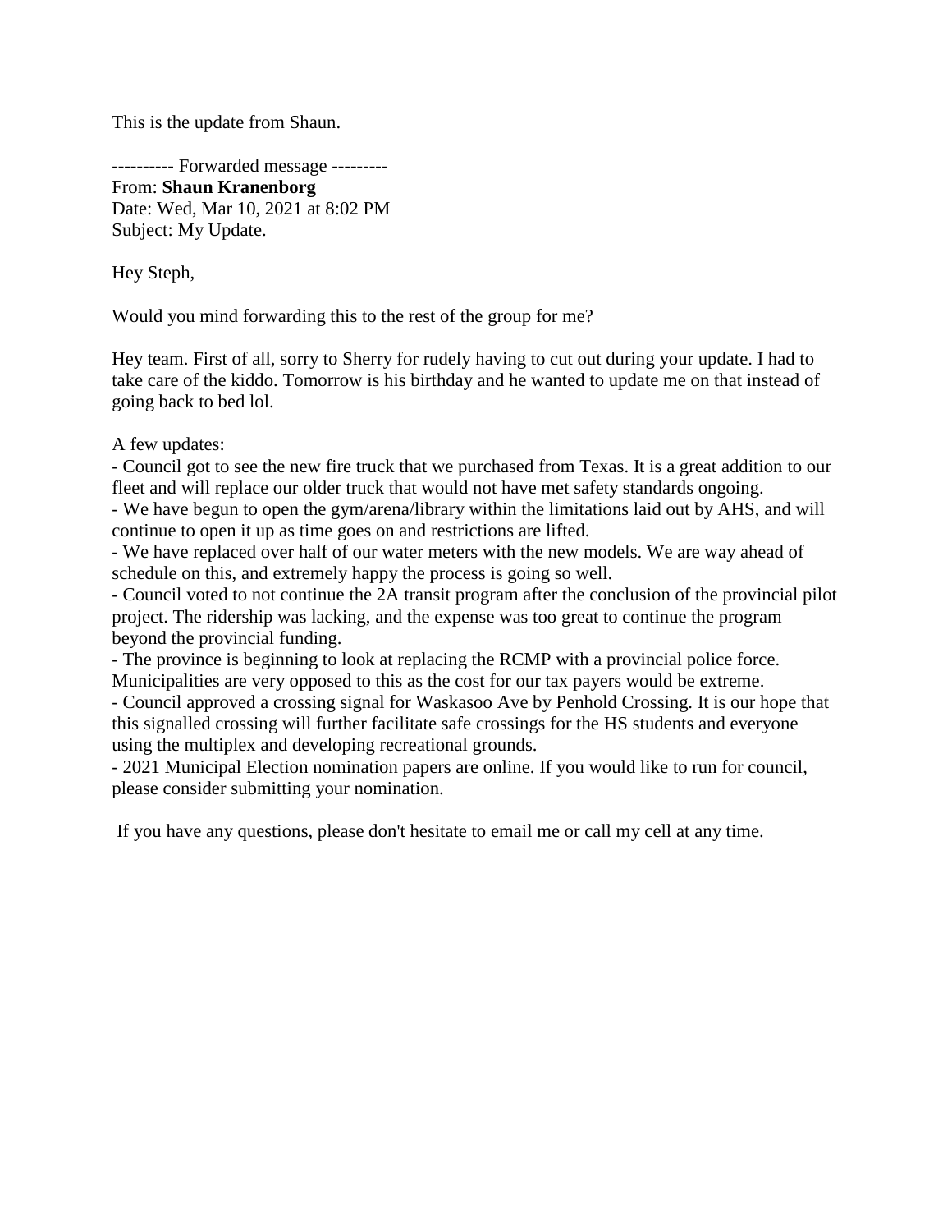This is the update from Shaun.

---------- Forwarded message ---------
From: **Shaun Kranenborg**
Date: Wed, Mar 10, 2021 at 8:02 PM
Subject: My Update.

Hey Steph,

Would you mind forwarding this to the rest of the group for me?

Hey team. First of all, sorry to Sherry for rudely having to cut out during your update. I had to take care of the kiddo. Tomorrow is his birthday and he wanted to update me on that instead of going back to bed lol.

A few updates:
- Council got to see the new fire truck that we purchased from Texas. It is a great addition to our fleet and will replace our older truck that would not have met safety standards ongoing.
- We have begun to open the gym/arena/library within the limitations laid out by AHS, and will continue to open it up as time goes on and restrictions are lifted.
- We have replaced over half of our water meters with the new models. We are way ahead of schedule on this, and extremely happy the process is going so well.
- Council voted to not continue the 2A transit program after the conclusion of the provincial pilot project. The ridership was lacking, and the expense was too great to continue the program beyond the provincial funding.
- The province is beginning to look at replacing the RCMP with a provincial police force. Municipalities are very opposed to this as the cost for our tax payers would be extreme.
- Council approved a crossing signal for Waskasoo Ave by Penhold Crossing. It is our hope that this signalled crossing will further facilitate safe crossings for the HS students and everyone using the multiplex and developing recreational grounds.
- 2021 Municipal Election nomination papers are online. If you would like to run for council, please consider submitting your nomination.

If you have any questions, please don't hesitate to email me or call my cell at any time.